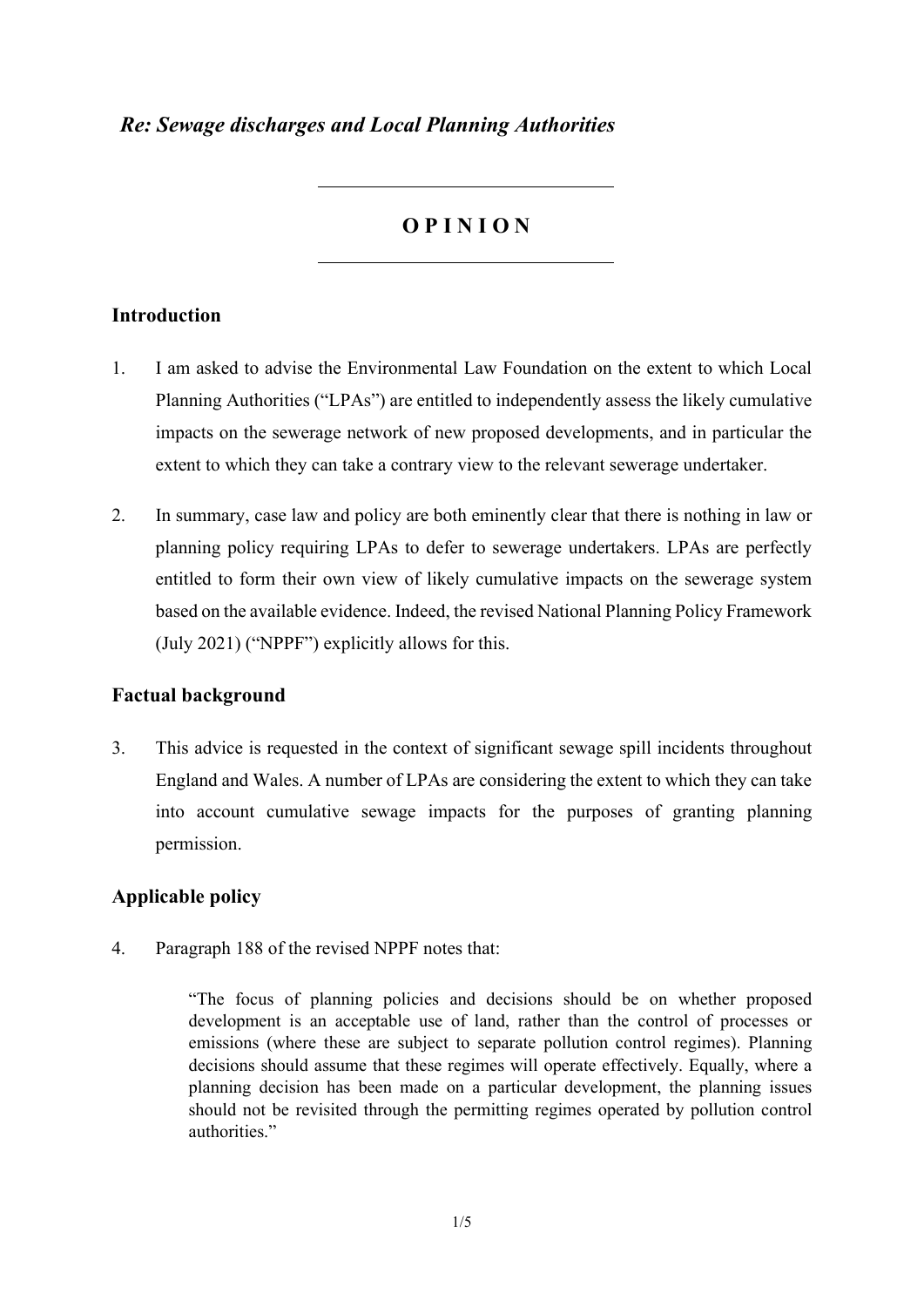*Re: Sewage discharges and Local Planning Authorities*

---

# O P I N I O N

---

## Introduction

1. I am asked to advise the Environmental Law Foundation on the extent to which Local Planning Authorities ("LPAs") are entitled to independently assess the likely cumulative impacts on the sewerage network of new proposed developments, and in particular the extent to which they can take a contrary view to the relevant sewerage undertaker.

2. In summary, case law and policy are both eminently clear that there is nothing in law or planning policy requiring LPAs to defer to sewerage undertakers. LPAs are perfectly entitled to form their own view of likely cumulative impacts on the sewerage system based on the available evidence. Indeed, the revised National Planning Policy Framework (July 2021) ("NPPF") explicitly allows for this.

## Factual background

3. This advice is requested in the context of significant sewage spill incidents throughout England and Wales. A number of LPAs are considering the extent to which they can take into account cumulative sewage impacts for the purposes of granting planning permission.

## Applicable policy

4. Paragraph 188 of the revised NPPF notes that:

> "The focus of planning policies and decisions should be on whether proposed development is an acceptable use of land, rather than the control of processes or emissions (where these are subject to separate pollution control regimes). Planning decisions should assume that these regimes will operate effectively. Equally, where a planning decision has been made on a particular development, the planning issues should not be revisited through the permitting regimes operated by pollution control authorities."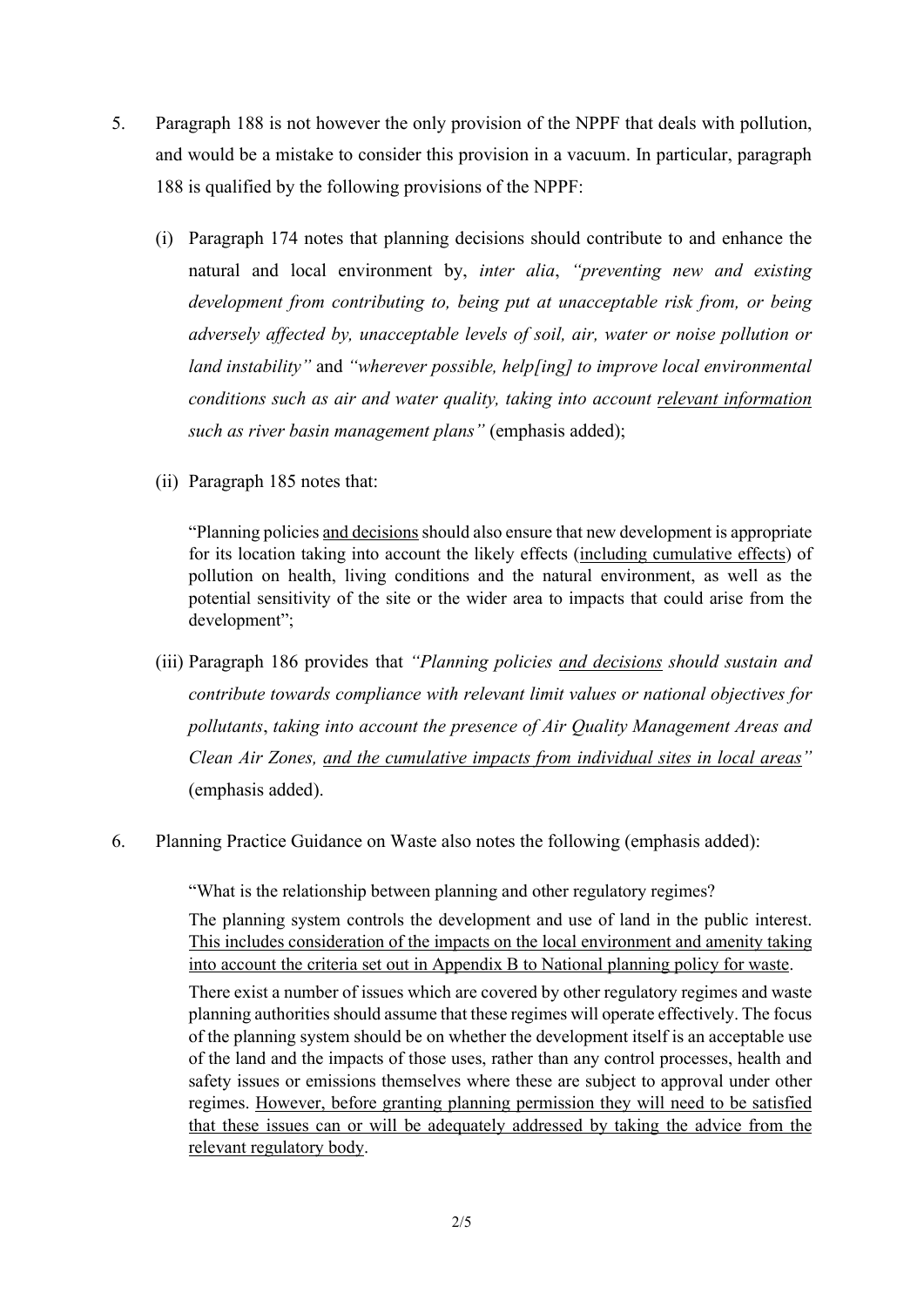5. Paragraph 188 is not however the only provision of the NPPF that deals with pollution, and would be a mistake to consider this provision in a vacuum. In particular, paragraph 188 is qualified by the following provisions of the NPPF:

   (i) Paragraph 174 notes that planning decisions should contribute to and enhance the natural and local environment by, *inter alia*, *"preventing new and existing development from contributing to, being put at unacceptable risk from, or being adversely affected by, unacceptable levels of soil, air, water or noise pollution or land instability"* and *"wherever possible, help[ing] to improve local environmental conditions such as air and water quality, taking into account <u>relevant information such as river basin management plans</u>"* (emphasis added);

   (ii) Paragraph 185 notes that:

   > "Planning policies <u>and decisions</u> should also ensure that new development is appropriate for its location taking into account the likely effects (<u>including cumulative effects</u>) of pollution on health, living conditions and the natural environment, as well as the potential sensitivity of the site or the wider area to impacts that could arise from the development";

   (iii) Paragraph 186 provides that *"Planning policies <u>and decisions</u> should sustain and contribute towards compliance with relevant limit values or national objectives for pollutants, taking into account the presence of Air Quality Management Areas and Clean Air Zones, <u>and the cumulative impacts from individual sites in local areas</u>"* (emphasis added).

6. Planning Practice Guidance on Waste also notes the following (emphasis added):

   > "What is the relationship between planning and other regulatory regimes?
   >
   > The planning system controls the development and use of land in the public interest. <u>This includes consideration of the impacts on the local environment and amenity taking into account the criteria set out in Appendix B to National planning policy for waste</u>.
   >
   > There exist a number of issues which are covered by other regulatory regimes and waste planning authorities should assume that these regimes will operate effectively. The focus of the planning system should be on whether the development itself is an acceptable use of the land and the impacts of those uses, rather than any control processes, health and safety issues or emissions themselves where these are subject to approval under other regimes. <u>However, before granting planning permission they will need to be satisfied that these issues can or will be adequately addressed by taking the advice from the relevant regulatory body</u>.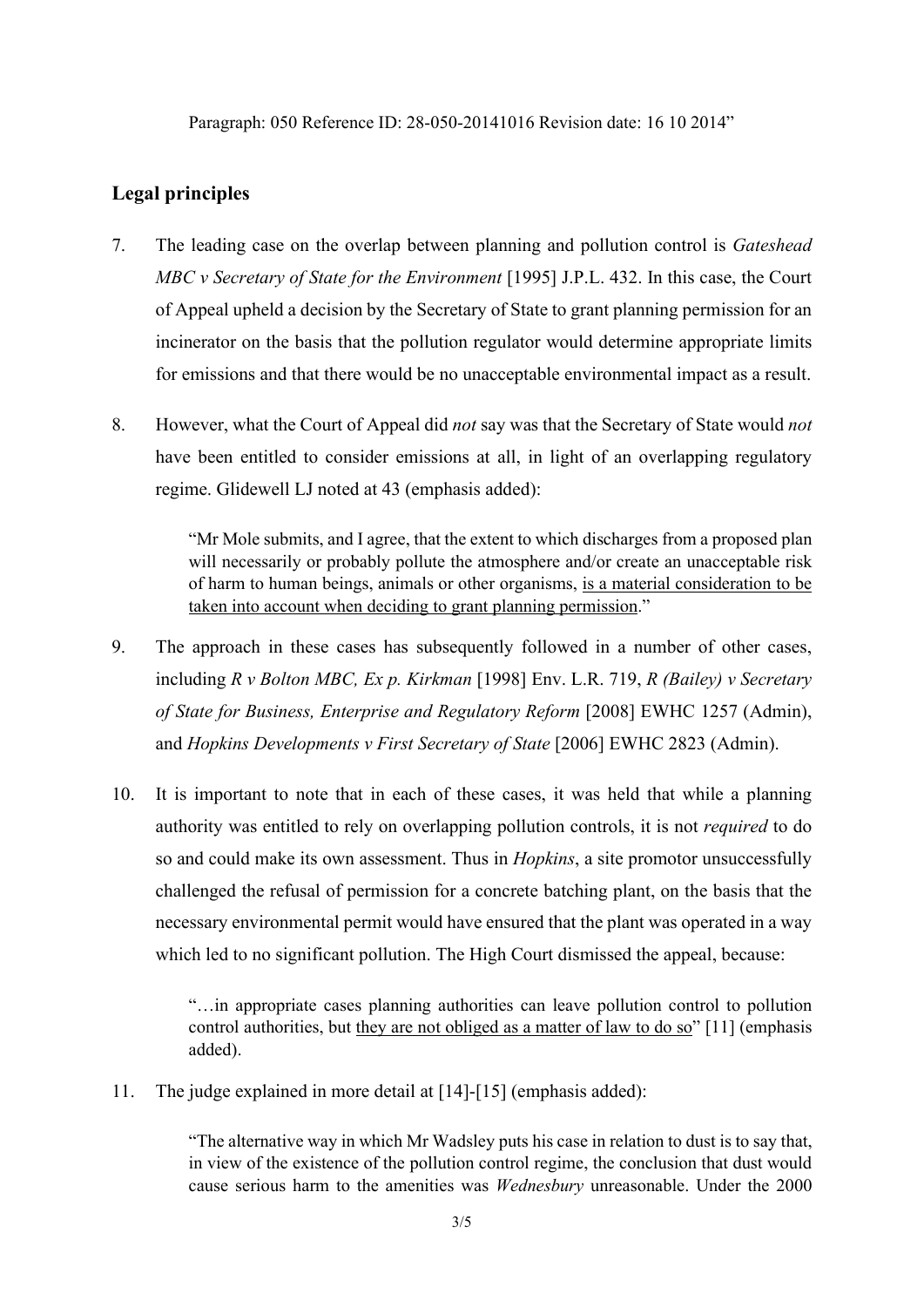Paragraph: 050 Reference ID: 28-050-20141016 Revision date: 16 10 2014"

## Legal principles

7. The leading case on the overlap between planning and pollution control is *Gateshead MBC v Secretary of State for the Environment* [1995] J.P.L. 432. In this case, the Court of Appeal upheld a decision by the Secretary of State to grant planning permission for an incinerator on the basis that the pollution regulator would determine appropriate limits for emissions and that there would be no unacceptable environmental impact as a result.

8. However, what the Court of Appeal did *not* say was that the Secretary of State would *not* have been entitled to consider emissions at all, in light of an overlapping regulatory regime. Glidewell LJ noted at 43 (emphasis added):

> "Mr Mole submits, and I agree, that the extent to which discharges from a proposed plan will necessarily or probably pollute the atmosphere and/or create an unacceptable risk of harm to human beings, animals or other organisms, <u>is a material consideration to be taken into account when deciding to grant planning permission</u>."

9. The approach in these cases has subsequently followed in a number of other cases, including *R v Bolton MBC, Ex p. Kirkman* [1998] Env. L.R. 719, *R (Bailey) v Secretary of State for Business, Enterprise and Regulatory Reform* [2008] EWHC 1257 (Admin), and *Hopkins Developments v First Secretary of State* [2006] EWHC 2823 (Admin).

10. It is important to note that in each of these cases, it was held that while a planning authority was entitled to rely on overlapping pollution controls, it is not *required* to do so and could make its own assessment. Thus in *Hopkins*, a site promotor unsuccessfully challenged the refusal of permission for a concrete batching plant, on the basis that the necessary environmental permit would have ensured that the plant was operated in a way which led to no significant pollution. The High Court dismissed the appeal, because:

> "…in appropriate cases planning authorities can leave pollution control to pollution control authorities, but <u>they are not obliged as a matter of law to do so</u>" [11] (emphasis added).

11. The judge explained in more detail at [14]-[15] (emphasis added):

> "The alternative way in which Mr Wadsley puts his case in relation to dust is to say that, in view of the existence of the pollution control regime, the conclusion that dust would cause serious harm to the amenities was *Wednesbury* unreasonable. Under the 2000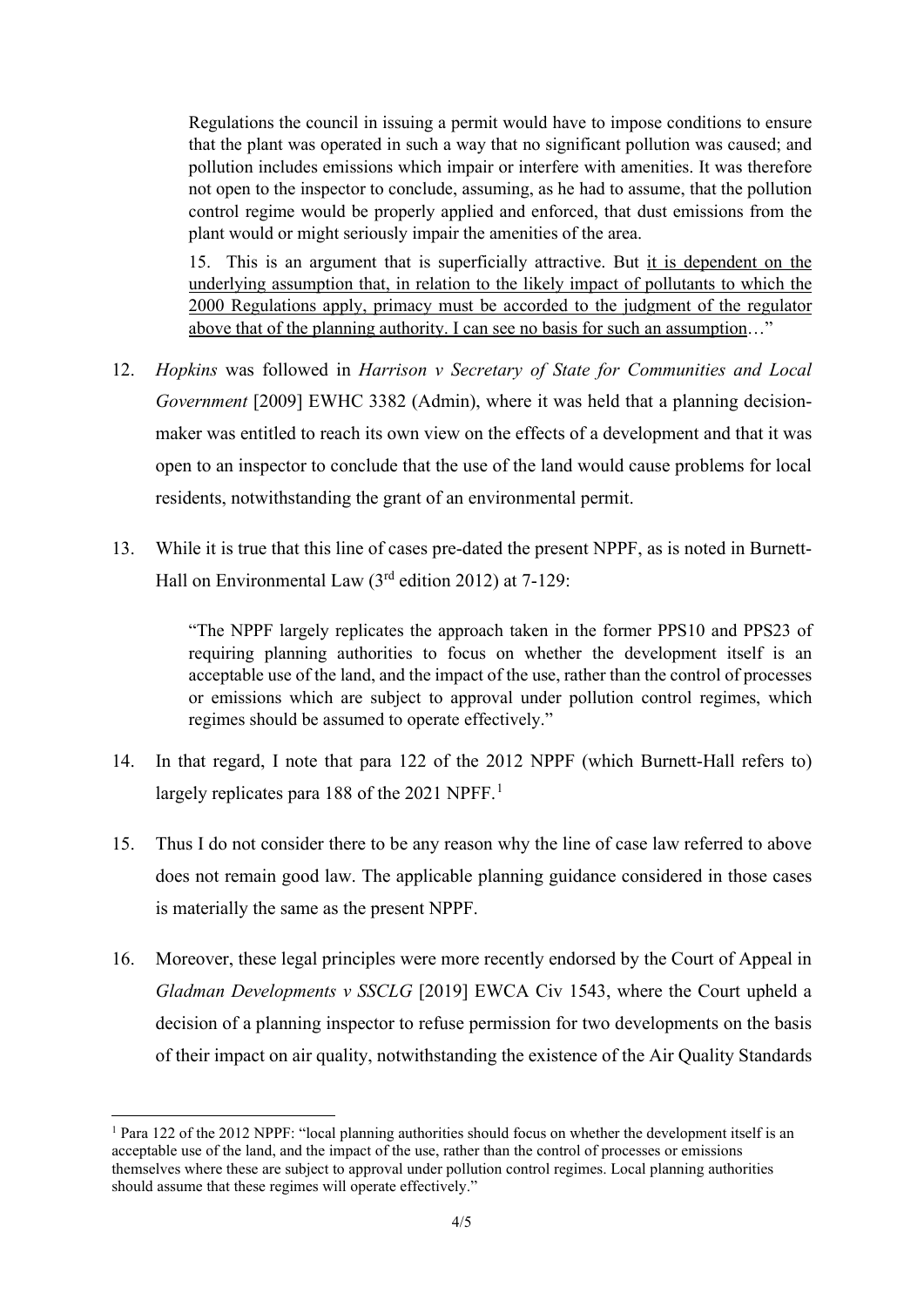> Regulations the council in issuing a permit would have to impose conditions to ensure that the plant was operated in such a way that no significant pollution was caused; and pollution includes emissions which impair or interfere with amenities. It was therefore not open to the inspector to conclude, assuming, as he had to assume, that the pollution control regime would be properly applied and enforced, that dust emissions from the plant would or might seriously impair the amenities of the area.
>
> 15. This is an argument that is superficially attractive. But <u>it is dependent on the underlying assumption that, in relation to the likely impact of pollutants to which the 2000 Regulations apply, primacy must be accorded to the judgment of the regulator above that of the planning authority. I can see no basis for such an assumption</u>…"

12. *Hopkins* was followed in *Harrison v Secretary of State for Communities and Local Government* [2009] EWHC 3382 (Admin), where it was held that a planning decision-maker was entitled to reach its own view on the effects of a development and that it was open to an inspector to conclude that the use of the land would cause problems for local residents, notwithstanding the grant of an environmental permit.

13. While it is true that this line of cases pre-dated the present NPPF, as is noted in Burnett-Hall on Environmental Law (3rd edition 2012) at 7-129:

> "The NPPF largely replicates the approach taken in the former PPS10 and PPS23 of requiring planning authorities to focus on whether the development itself is an acceptable use of the land, and the impact of the use, rather than the control of processes or emissions which are subject to approval under pollution control regimes, which regimes should be assumed to operate effectively."

14. In that regard, I note that para 122 of the 2012 NPPF (which Burnett-Hall refers to) largely replicates para 188 of the 2021 NPPF.[1]

15. Thus I do not consider there to be any reason why the line of case law referred to above does not remain good law. The applicable planning guidance considered in those cases is materially the same as the present NPPF.

16. Moreover, these legal principles were more recently endorsed by the Court of Appeal in *Gladman Developments v SSCLG* [2019] EWCA Civ 1543, where the Court upheld a decision of a planning inspector to refuse permission for two developments on the basis of their impact on air quality, notwithstanding the existence of the Air Quality Standards

---

[1] Para 122 of the 2012 NPPF: "local planning authorities should focus on whether the development itself is an acceptable use of the land, and the impact of the use, rather than the control of processes or emissions themselves where these are subject to approval under pollution control regimes. Local planning authorities should assume that these regimes will operate effectively."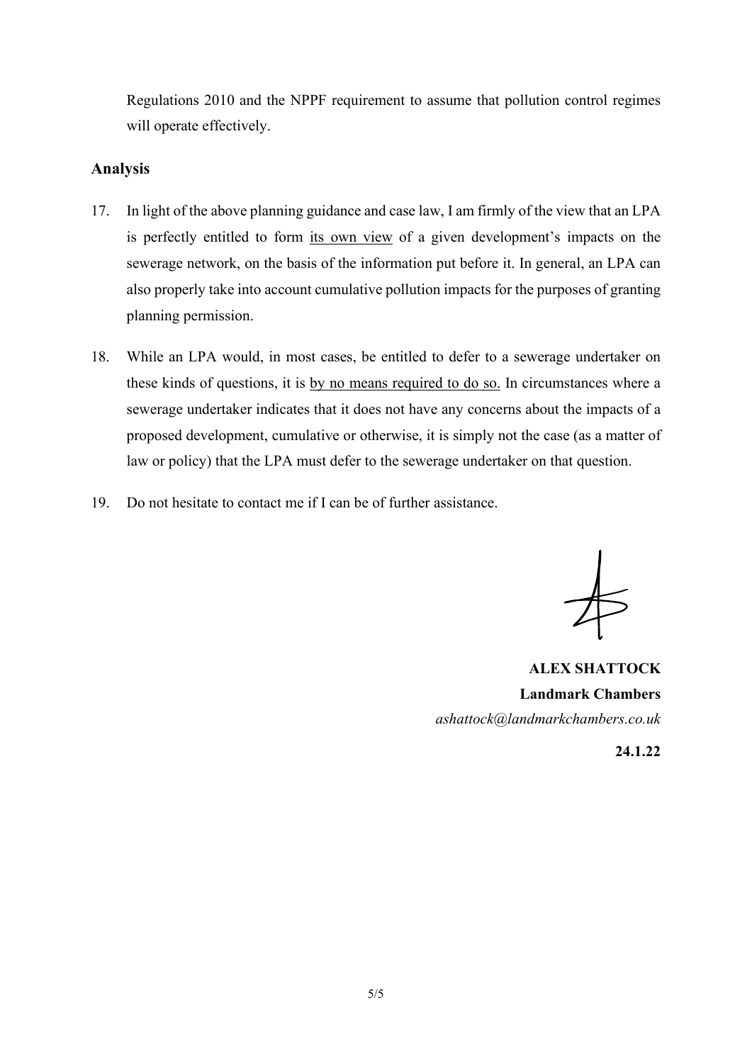Regulations 2010 and the NPPF requirement to assume that pollution control regimes will operate effectively.

## Analysis

17. In light of the above planning guidance and case law, I am firmly of the view that an LPA is perfectly entitled to form <u>its own view</u> of a given development's impacts on the sewerage network, on the basis of the information put before it. In general, an LPA can also properly take into account cumulative pollution impacts for the purposes of granting planning permission.

18. While an LPA would, in most cases, be entitled to defer to a sewerage undertaker on these kinds of questions, it is <u>by no means required to do so.</u> In circumstances where a sewerage undertaker indicates that it does not have any concerns about the impacts of a proposed development, cumulative or otherwise, it is simply not the case (as a matter of law or policy) that the LPA must defer to the sewerage undertaker on that question.

19. Do not hesitate to contact me if I can be of further assistance.

**ALEX SHATTOCK**

**Landmark Chambers**

*ashattock@landmarkchambers.co.uk*

**24.1.22**